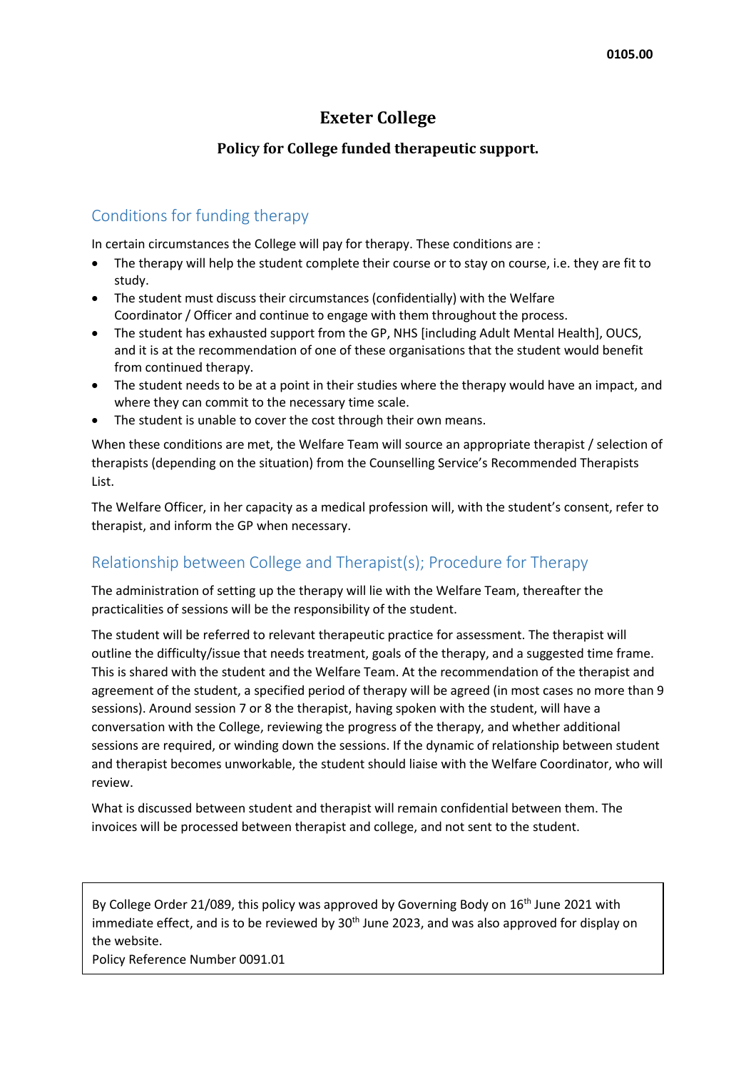**0105.00**

# Exeter College

## Policy for College funded therapeutic support.

### Conditions for funding therapy

In certain circumstances the College will pay for therapy. These conditions are :

- The therapy will help the student complete their course or to stay on course, i.e. they are fit to study.
- The student must discuss their circumstances (confidentially) with the Welfare Coordinator / Officer and continue to engage with them throughout the process.
- The student has exhausted support from the GP, NHS [including Adult Mental Health], OUCS, and it is at the recommendation of one of these organisations that the student would benefit from continued therapy.
- The student needs to be at a point in their studies where the therapy would have an impact, and where they can commit to the necessary time scale.
- The student is unable to cover the cost through their own means.

When these conditions are met, the Welfare Team will source an appropriate therapist / selection of therapists (depending on the situation) from the Counselling Service's Recommended Therapists List.

The Welfare Officer, in her capacity as a medical profession will, with the student's consent, refer to therapist, and inform the GP when necessary.

### Relationship between College and Therapist(s); Procedure for Therapy

The administration of setting up the therapy will lie with the Welfare Team, thereafter the practicalities of sessions will be the responsibility of the student.

The student will be referred to relevant therapeutic practice for assessment. The therapist will outline the difficulty/issue that needs treatment, goals of the therapy, and a suggested time frame. This is shared with the student and the Welfare Team. At the recommendation of the therapist and agreement of the student, a specified period of therapy will be agreed (in most cases no more than 9 sessions). Around session 7 or 8 the therapist, having spoken with the student, will have a conversation with the College, reviewing the progress of the therapy, and whether additional sessions are required, or winding down the sessions. If the dynamic of relationship between student and therapist becomes unworkable, the student should liaise with the Welfare Coordinator, who will review.

What is discussed between student and therapist will remain confidential between them. The invoices will be processed between therapist and college, and not sent to the student.

By College Order 21/089, this policy was approved by Governing Body on 16th June 2021 with immediate effect, and is to be reviewed by 30th June 2023, and was also approved for display on the website.
Policy Reference Number 0091.01